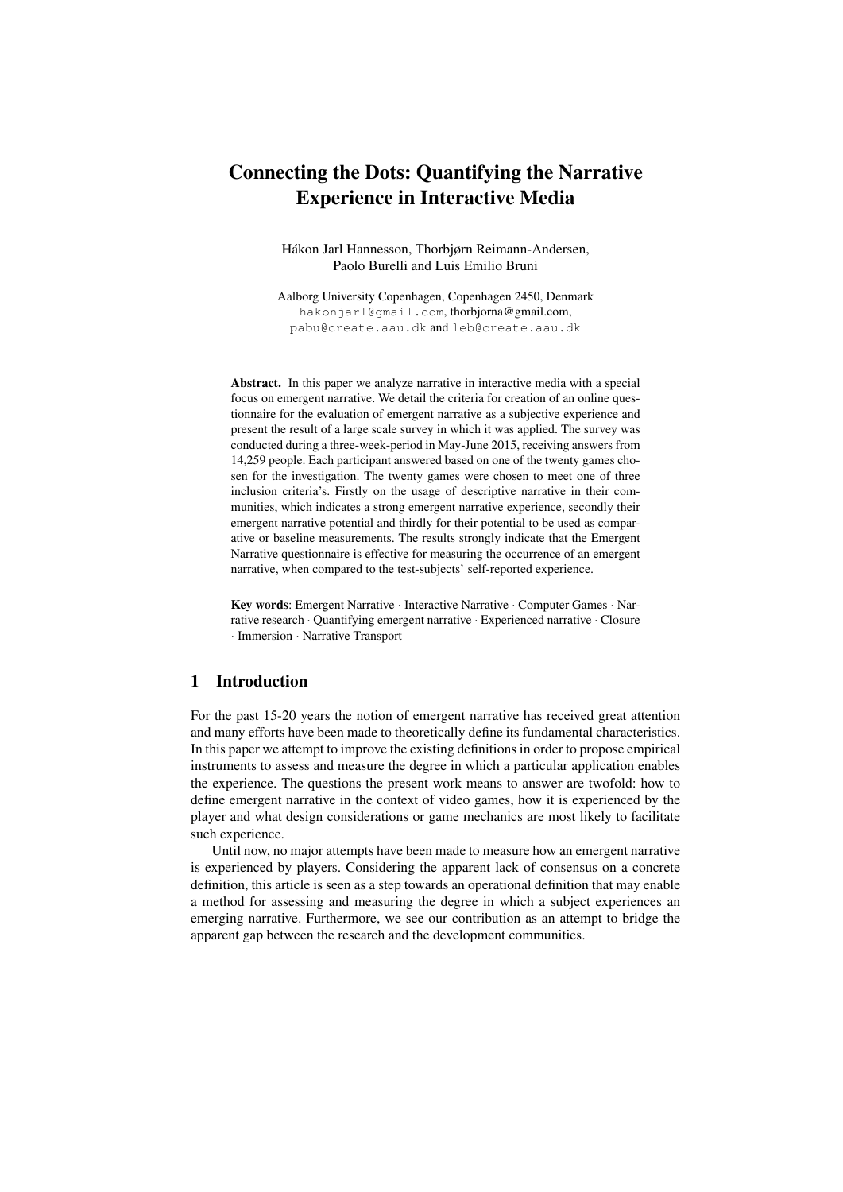# Connecting the Dots: Quantifying the Narrative Experience in Interactive Media

Hákon Jarl Hannesson, Thorbjørn Reimann-Andersen, Paolo Burelli and Luis Emilio Bruni

Aalborg University Copenhagen, Copenhagen 2450, Denmark
hakonjarl@gmail.com, thorbjorna@gmail.com, pabu@create.aau.dk and leb@create.aau.dk

**Abstract.** In this paper we analyze narrative in interactive media with a special focus on emergent narrative. We detail the criteria for creation of an online questionnaire for the evaluation of emergent narrative as a subjective experience and present the result of a large scale survey in which it was applied. The survey was conducted during a three-week-period in May-June 2015, receiving answers from 14,259 people. Each participant answered based on one of the twenty games chosen for the investigation. The twenty games were chosen to meet one of three inclusion criteria's. Firstly on the usage of descriptive narrative in their communities, which indicates a strong emergent narrative experience, secondly their emergent narrative potential and thirdly for their potential to be used as comparative or baseline measurements. The results strongly indicate that the Emergent Narrative questionnaire is effective for measuring the occurrence of an emergent narrative, when compared to the test-subjects' self-reported experience.

**Key words**: Emergent Narrative · Interactive Narrative · Computer Games · Narrative research · Quantifying emergent narrative · Experienced narrative · Closure · Immersion · Narrative Transport

## 1 Introduction

For the past 15-20 years the notion of emergent narrative has received great attention and many efforts have been made to theoretically define its fundamental characteristics. In this paper we attempt to improve the existing definitions in order to propose empirical instruments to assess and measure the degree in which a particular application enables the experience. The questions the present work means to answer are twofold: how to define emergent narrative in the context of video games, how it is experienced by the player and what design considerations or game mechanics are most likely to facilitate such experience.

Until now, no major attempts have been made to measure how an emergent narrative is experienced by players. Considering the apparent lack of consensus on a concrete definition, this article is seen as a step towards an operational definition that may enable a method for assessing and measuring the degree in which a subject experiences an emerging narrative. Furthermore, we see our contribution as an attempt to bridge the apparent gap between the research and the development communities.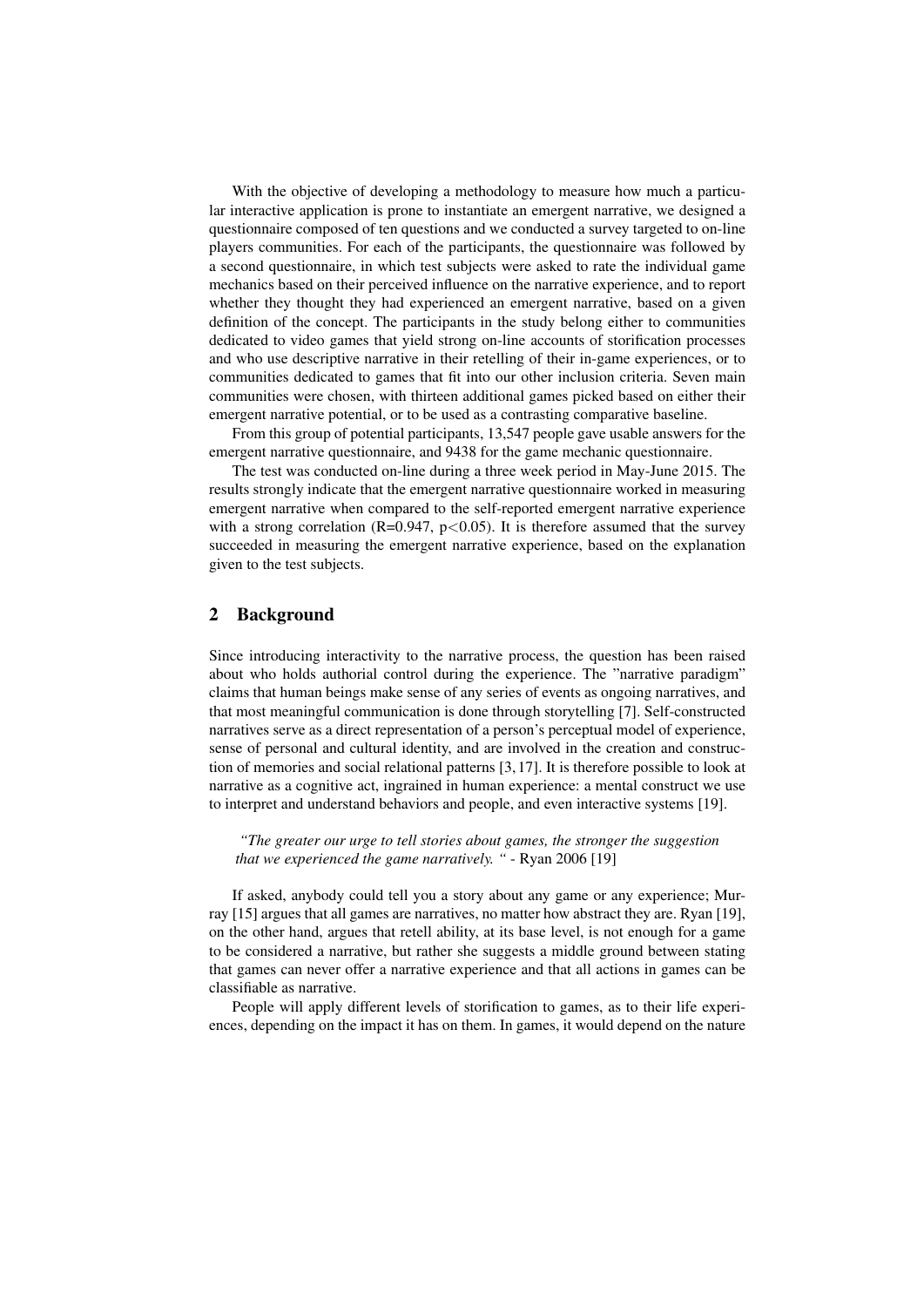With the objective of developing a methodology to measure how much a particular interactive application is prone to instantiate an emergent narrative, we designed a questionnaire composed of ten questions and we conducted a survey targeted to on-line players communities. For each of the participants, the questionnaire was followed by a second questionnaire, in which test subjects were asked to rate the individual game mechanics based on their perceived influence on the narrative experience, and to report whether they thought they had experienced an emergent narrative, based on a given definition of the concept. The participants in the study belong either to communities dedicated to video games that yield strong on-line accounts of storification processes and who use descriptive narrative in their retelling of their in-game experiences, or to communities dedicated to games that fit into our other inclusion criteria. Seven main communities were chosen, with thirteen additional games picked based on either their emergent narrative potential, or to be used as a contrasting comparative baseline.

From this group of potential participants, 13,547 people gave usable answers for the emergent narrative questionnaire, and 9438 for the game mechanic questionnaire.

The test was conducted on-line during a three week period in May-June 2015. The results strongly indicate that the emergent narrative questionnaire worked in measuring emergent narrative when compared to the self-reported emergent narrative experience with a strong correlation ($R=0.947$, $p<0.05$). It is therefore assumed that the survey succeeded in measuring the emergent narrative experience, based on the explanation given to the test subjects.

## 2 Background

Since introducing interactivity to the narrative process, the question has been raised about who holds authorial control during the experience. The "narrative paradigm" claims that human beings make sense of any series of events as ongoing narratives, and that most meaningful communication is done through storytelling [7]. Self-constructed narratives serve as a direct representation of a person's perceptual model of experience, sense of personal and cultural identity, and are involved in the creation and construction of memories and social relational patterns [3, 17]. It is therefore possible to look at narrative as a cognitive act, ingrained in human experience: a mental construct we use to interpret and understand behaviors and people, and even interactive systems [19].

> *"The greater our urge to tell stories about games, the stronger the suggestion that we experienced the game narratively. "* - Ryan 2006 [19]

If asked, anybody could tell you a story about any game or any experience; Murray [15] argues that all games are narratives, no matter how abstract they are. Ryan [19], on the other hand, argues that retell ability, at its base level, is not enough for a game to be considered a narrative, but rather she suggests a middle ground between stating that games can never offer a narrative experience and that all actions in games can be classifiable as narrative.

People will apply different levels of storification to games, as to their life experiences, depending on the impact it has on them. In games, it would depend on the nature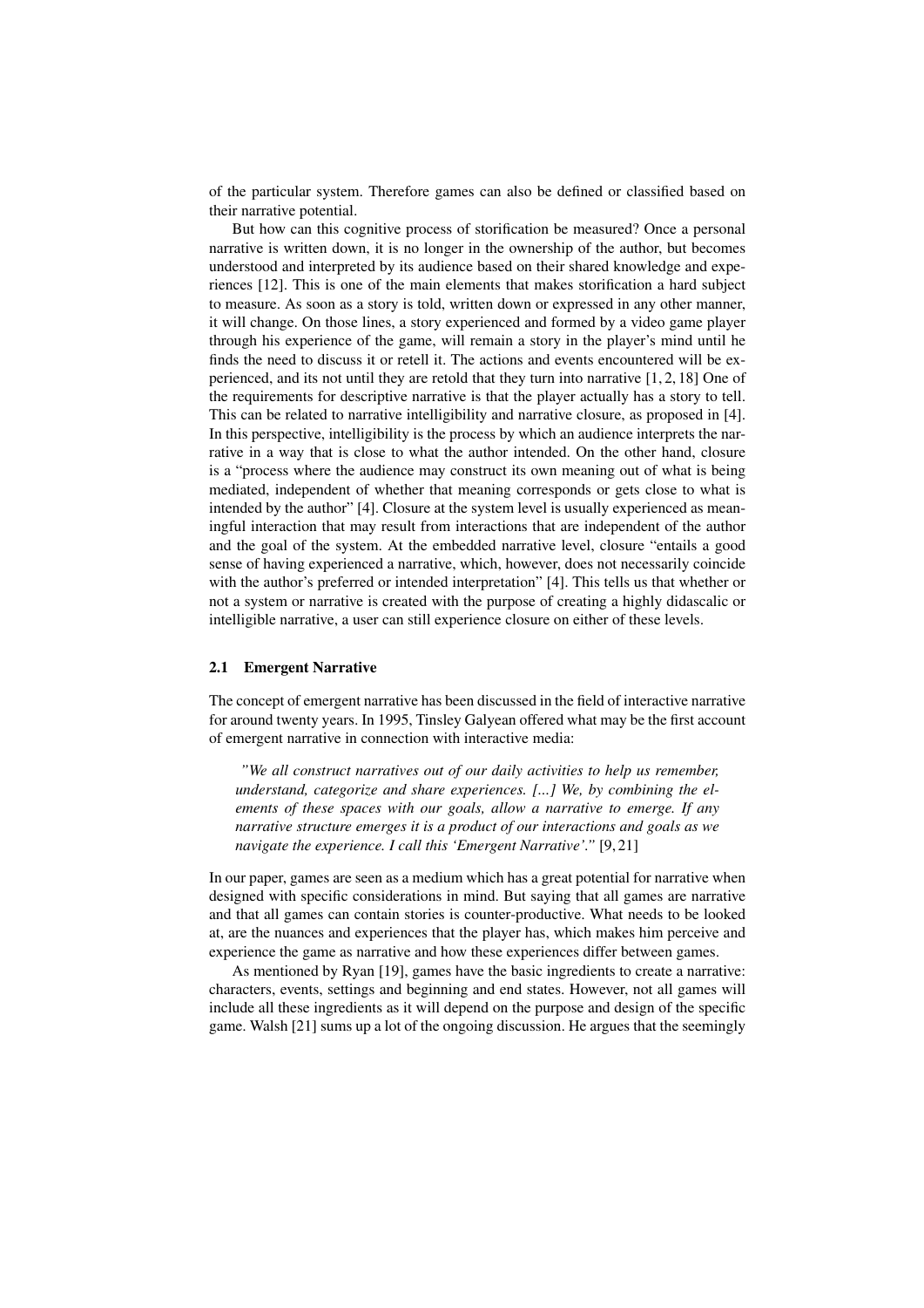of the particular system. Therefore games can also be defined or classified based on their narrative potential.

But how can this cognitive process of storification be measured? Once a personal narrative is written down, it is no longer in the ownership of the author, but becomes understood and interpreted by its audience based on their shared knowledge and experiences [12]. This is one of the main elements that makes storification a hard subject to measure. As soon as a story is told, written down or expressed in any other manner, it will change. On those lines, a story experienced and formed by a video game player through his experience of the game, will remain a story in the player's mind until he finds the need to discuss it or retell it. The actions and events encountered will be experienced, and its not until they are retold that they turn into narrative [1, 2, 18] One of the requirements for descriptive narrative is that the player actually has a story to tell. This can be related to narrative intelligibility and narrative closure, as proposed in [4]. In this perspective, intelligibility is the process by which an audience interprets the narrative in a way that is close to what the author intended. On the other hand, closure is a "process where the audience may construct its own meaning out of what is being mediated, independent of whether that meaning corresponds or gets close to what is intended by the author" [4]. Closure at the system level is usually experienced as meaningful interaction that may result from interactions that are independent of the author and the goal of the system. At the embedded narrative level, closure "entails a good sense of having experienced a narrative, which, however, does not necessarily coincide with the author's preferred or intended interpretation" [4]. This tells us that whether or not a system or narrative is created with the purpose of creating a highly didascalic or intelligible narrative, a user can still experience closure on either of these levels.

### 2.1 Emergent Narrative

The concept of emergent narrative has been discussed in the field of interactive narrative for around twenty years. In 1995, Tinsley Galyean offered what may be the first account of emergent narrative in connection with interactive media:

> *"We all construct narratives out of our daily activities to help us remember, understand, categorize and share experiences. [...] We, by combining the elements of these spaces with our goals, allow a narrative to emerge. If any narrative structure emerges it is a product of our interactions and goals as we navigate the experience. I call this 'Emergent Narrative'."* [9, 21]

In our paper, games are seen as a medium which has a great potential for narrative when designed with specific considerations in mind. But saying that all games are narrative and that all games can contain stories is counter-productive. What needs to be looked at, are the nuances and experiences that the player has, which makes him perceive and experience the game as narrative and how these experiences differ between games.

As mentioned by Ryan [19], games have the basic ingredients to create a narrative: characters, events, settings and beginning and end states. However, not all games will include all these ingredients as it will depend on the purpose and design of the specific game. Walsh [21] sums up a lot of the ongoing discussion. He argues that the seemingly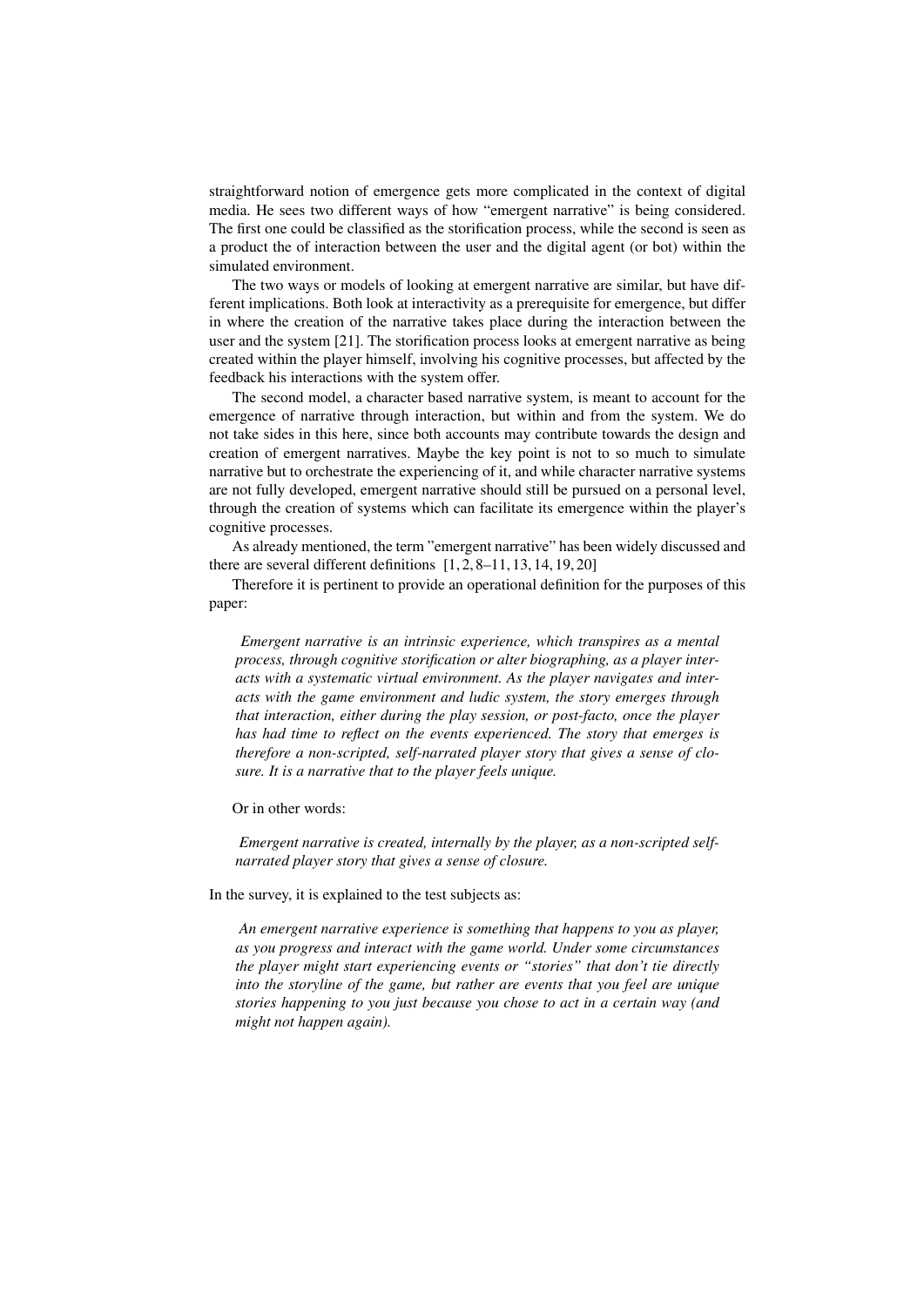straightforward notion of emergence gets more complicated in the context of digital media. He sees two different ways of how "emergent narrative" is being considered. The first one could be classified as the storification process, while the second is seen as a product the of interaction between the user and the digital agent (or bot) within the simulated environment.

The two ways or models of looking at emergent narrative are similar, but have different implications. Both look at interactivity as a prerequisite for emergence, but differ in where the creation of the narrative takes place during the interaction between the user and the system [21]. The storification process looks at emergent narrative as being created within the player himself, involving his cognitive processes, but affected by the feedback his interactions with the system offer.

The second model, a character based narrative system, is meant to account for the emergence of narrative through interaction, but within and from the system. We do not take sides in this here, since both accounts may contribute towards the design and creation of emergent narratives. Maybe the key point is not to so much to simulate narrative but to orchestrate the experiencing of it, and while character narrative systems are not fully developed, emergent narrative should still be pursued on a personal level, through the creation of systems which can facilitate its emergence within the player's cognitive processes.

As already mentioned, the term "emergent narrative" has been widely discussed and there are several different definitions [1, 2, 8–11, 13, 14, 19, 20]

Therefore it is pertinent to provide an operational definition for the purposes of this paper:

> *Emergent narrative is an intrinsic experience, which transpires as a mental process, through cognitive storification or alter biographing, as a player interacts with a systematic virtual environment. As the player navigates and interacts with the game environment and ludic system, the story emerges through that interaction, either during the play session, or post-facto, once the player has had time to reflect on the events experienced. The story that emerges is therefore a non-scripted, self-narrated player story that gives a sense of closure. It is a narrative that to the player feels unique.*

Or in other words:

> *Emergent narrative is created, internally by the player, as a non-scripted self-narrated player story that gives a sense of closure.*

In the survey, it is explained to the test subjects as:

> *An emergent narrative experience is something that happens to you as player, as you progress and interact with the game world. Under some circumstances the player might start experiencing events or "stories" that don't tie directly into the storyline of the game, but rather are events that you feel are unique stories happening to you just because you chose to act in a certain way (and might not happen again).*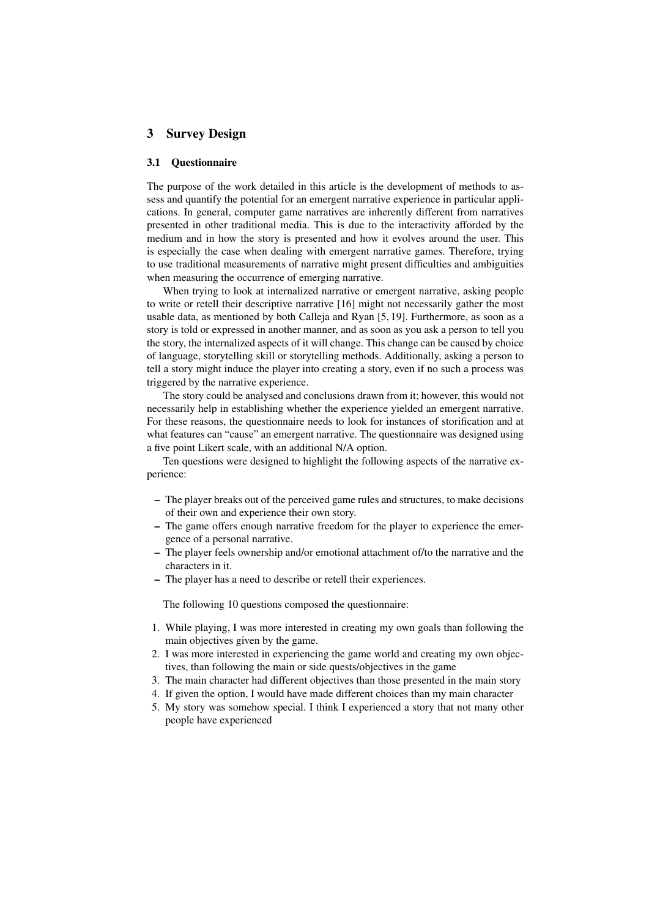## 3 Survey Design

### 3.1 Questionnaire

The purpose of the work detailed in this article is the development of methods to assess and quantify the potential for an emergent narrative experience in particular applications. In general, computer game narratives are inherently different from narratives presented in other traditional media. This is due to the interactivity afforded by the medium and in how the story is presented and how it evolves around the user. This is especially the case when dealing with emergent narrative games. Therefore, trying to use traditional measurements of narrative might present difficulties and ambiguities when measuring the occurrence of emerging narrative.

When trying to look at internalized narrative or emergent narrative, asking people to write or retell their descriptive narrative [16] might not necessarily gather the most usable data, as mentioned by both Calleja and Ryan [5, 19]. Furthermore, as soon as a story is told or expressed in another manner, and as soon as you ask a person to tell you the story, the internalized aspects of it will change. This change can be caused by choice of language, storytelling skill or storytelling methods. Additionally, asking a person to tell a story might induce the player into creating a story, even if no such a process was triggered by the narrative experience.

The story could be analysed and conclusions drawn from it; however, this would not necessarily help in establishing whether the experience yielded an emergent narrative. For these reasons, the questionnaire needs to look for instances of storification and at what features can "cause" an emergent narrative. The questionnaire was designed using a five point Likert scale, with an additional N/A option.

Ten questions were designed to highlight the following aspects of the narrative experience:

- The player breaks out of the perceived game rules and structures, to make decisions of their own and experience their own story.
- The game offers enough narrative freedom for the player to experience the emergence of a personal narrative.
- The player feels ownership and/or emotional attachment of/to the narrative and the characters in it.
- The player has a need to describe or retell their experiences.

The following 10 questions composed the questionnaire:

1. While playing, I was more interested in creating my own goals than following the main objectives given by the game.
2. I was more interested in experiencing the game world and creating my own objectives, than following the main or side quests/objectives in the game
3. The main character had different objectives than those presented in the main story
4. If given the option, I would have made different choices than my main character
5. My story was somehow special. I think I experienced a story that not many other people have experienced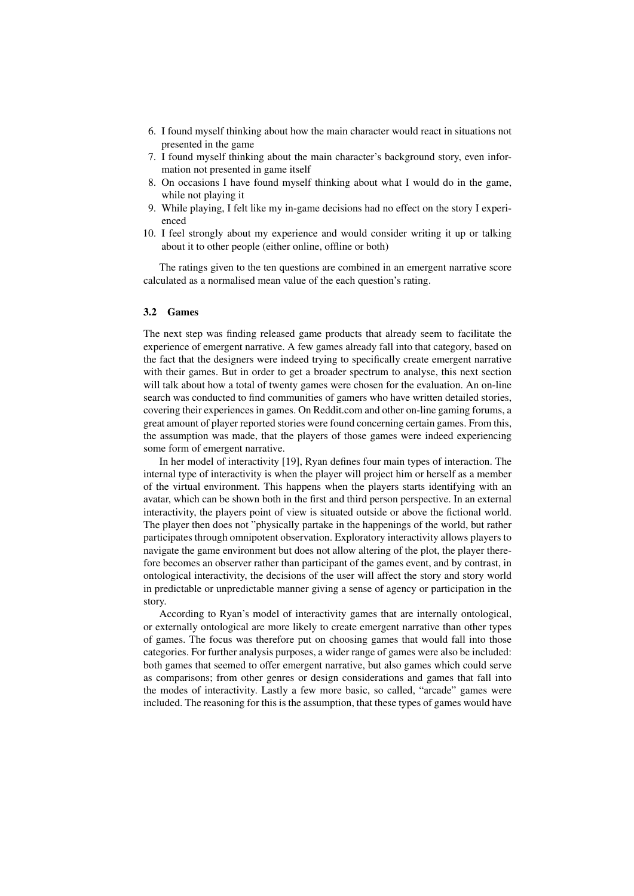6. I found myself thinking about how the main character would react in situations not presented in the game
7. I found myself thinking about the main character's background story, even information not presented in game itself
8. On occasions I have found myself thinking about what I would do in the game, while not playing it
9. While playing, I felt like my in-game decisions had no effect on the story I experienced
10. I feel strongly about my experience and would consider writing it up or talking about it to other people (either online, offline or both)

The ratings given to the ten questions are combined in an emergent narrative score calculated as a normalised mean value of the each question's rating.

### 3.2 Games

The next step was finding released game products that already seem to facilitate the experience of emergent narrative. A few games already fall into that category, based on the fact that the designers were indeed trying to specifically create emergent narrative with their games. But in order to get a broader spectrum to analyse, this next section will talk about how a total of twenty games were chosen for the evaluation. An on-line search was conducted to find communities of gamers who have written detailed stories, covering their experiences in games. On Reddit.com and other on-line gaming forums, a great amount of player reported stories were found concerning certain games. From this, the assumption was made, that the players of those games were indeed experiencing some form of emergent narrative.

In her model of interactivity [19], Ryan defines four main types of interaction. The internal type of interactivity is when the player will project him or herself as a member of the virtual environment. This happens when the players starts identifying with an avatar, which can be shown both in the first and third person perspective. In an external interactivity, the players point of view is situated outside or above the fictional world. The player then does not "physically partake in the happenings of the world, but rather participates through omnipotent observation. Exploratory interactivity allows players to navigate the game environment but does not allow altering of the plot, the player therefore becomes an observer rather than participant of the games event, and by contrast, in ontological interactivity, the decisions of the user will affect the story and story world in predictable or unpredictable manner giving a sense of agency or participation in the story.

According to Ryan's model of interactivity games that are internally ontological, or externally ontological are more likely to create emergent narrative than other types of games. The focus was therefore put on choosing games that would fall into those categories. For further analysis purposes, a wider range of games were also be included: both games that seemed to offer emergent narrative, but also games which could serve as comparisons; from other genres or design considerations and games that fall into the modes of interactivity. Lastly a few more basic, so called, "arcade" games were included. The reasoning for this is the assumption, that these types of games would have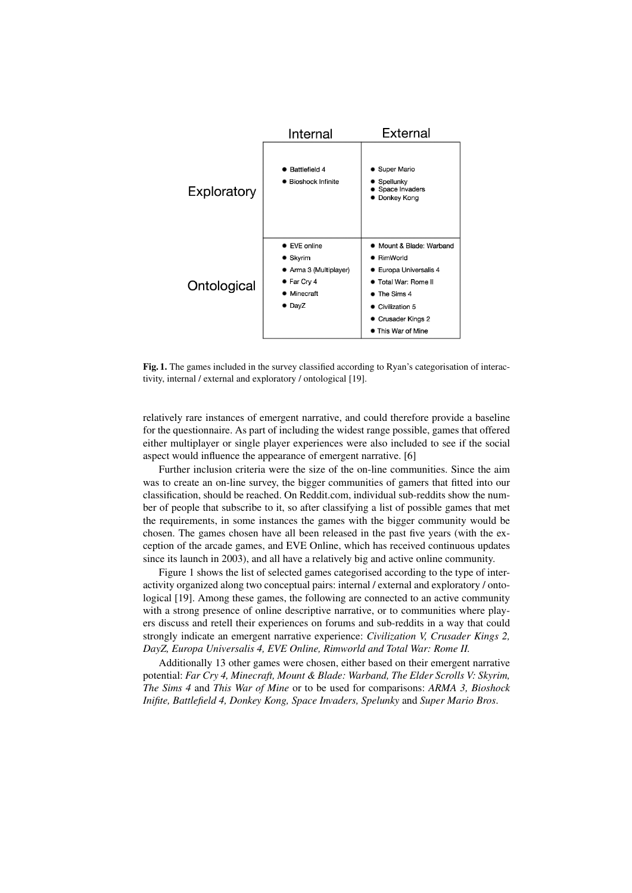|  | Internal | External |
| --- | --- | --- |
| Exploratory | • Battlefield 4<br>• Bioshock Infinite | • Super Mario<br>• Spellunky<br>• Space Invaders<br>• Donkey Kong |
| Ontological | • EVE online<br>• Skyrim<br>• Arma 3 (Multiplayer)<br>• Far Cry 4<br>• Minecraft<br>• DayZ | • Mount & Blade: Warband<br>• RimWorld<br>• Europa Universalis 4<br>• Total War: Rome II<br>• The Sims 4<br>• Civilization 5<br>• Crusader Kings 2<br>• This War of Mine |

**Fig. 1.** The games included in the survey classified according to Ryan's categorisation of interactivity, internal / external and exploratory / ontological [19].

relatively rare instances of emergent narrative, and could therefore provide a baseline for the questionnaire. As part of including the widest range possible, games that offered either multiplayer or single player experiences were also included to see if the social aspect would influence the appearance of emergent narrative. [6]

Further inclusion criteria were the size of the on-line communities. Since the aim was to create an on-line survey, the bigger communities of gamers that fitted into our classification, should be reached. On Reddit.com, individual sub-reddits show the number of people that subscribe to it, so after classifying a list of possible games that met the requirements, in some instances the games with the bigger community would be chosen. The games chosen have all been released in the past five years (with the exception of the arcade games, and EVE Online, which has received continuous updates since its launch in 2003), and all have a relatively big and active online community.

Figure 1 shows the list of selected games categorised according to the type of interactivity organized along two conceptual pairs: internal / external and exploratory / ontological [19]. Among these games, the following are connected to an active community with a strong presence of online descriptive narrative, or to communities where players discuss and retell their experiences on forums and sub-reddits in a way that could strongly indicate an emergent narrative experience: *Civilization V, Crusader Kings 2, DayZ, Europa Universalis 4, EVE Online, Rimworld and Total War: Rome II.*

Additionally 13 other games were chosen, either based on their emergent narrative potential: *Far Cry 4, Minecraft, Mount & Blade: Warband, The Elder Scrolls V: Skyrim, The Sims 4* and *This War of Mine* or to be used for comparisons: *ARMA 3, Bioshock Inifite, Battlefield 4, Donkey Kong, Space Invaders, Spelunky* and *Super Mario Bros*.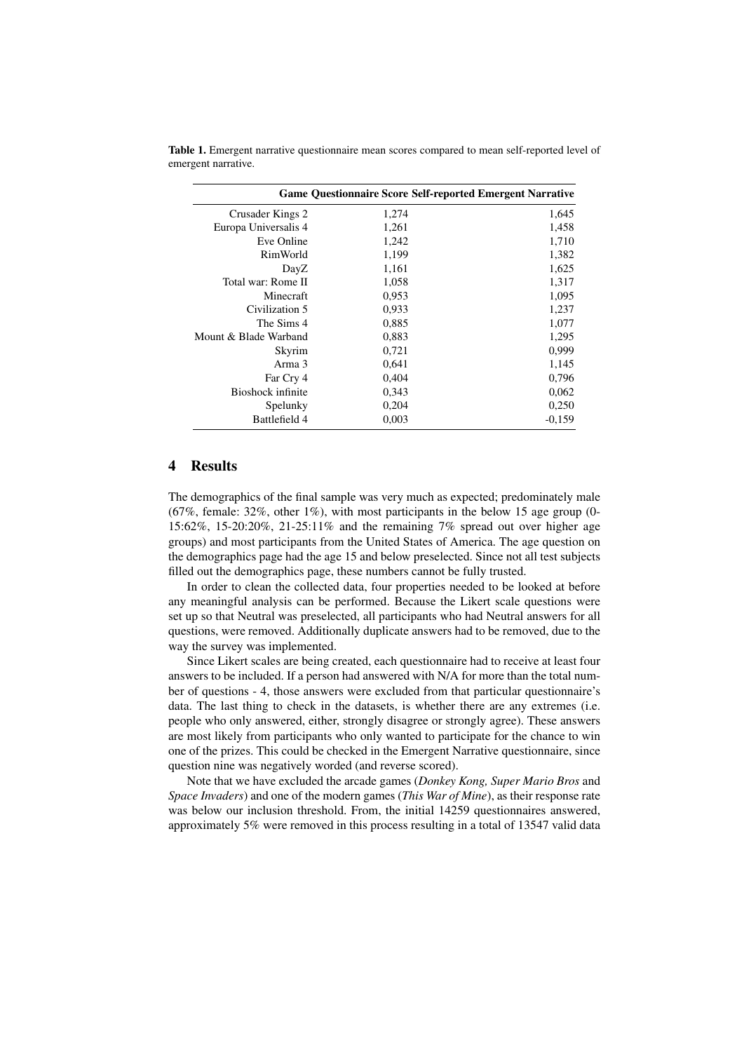**Table 1.** Emergent narrative questionnaire mean scores compared to mean self-reported level of emergent narrative.

| Game | Questionnaire Score | Self-reported Emergent Narrative |
|---|---|---|
| Crusader Kings 2 | 1,274 | 1,645 |
| Europa Universalis 4 | 1,261 | 1,458 |
| Eve Online | 1,242 | 1,710 |
| RimWorld | 1,199 | 1,382 |
| DayZ | 1,161 | 1,625 |
| Total war: Rome II | 1,058 | 1,317 |
| Minecraft | 0,953 | 1,095 |
| Civilization 5 | 0,933 | 1,237 |
| The Sims 4 | 0,885 | 1,077 |
| Mount & Blade Warband | 0,883 | 1,295 |
| Skyrim | 0,721 | 0,999 |
| Arma 3 | 0,641 | 1,145 |
| Far Cry 4 | 0,404 | 0,796 |
| Bioshock infinite | 0,343 | 0,062 |
| Spelunky | 0,204 | 0,250 |
| Battlefield 4 | 0,003 | -0,159 |

## 4 Results

The demographics of the final sample was very much as expected; predominately male (67%, female: 32%, other 1%), with most participants in the below 15 age group (0-15:62%, 15-20:20%, 21-25:11% and the remaining 7% spread out over higher age groups) and most participants from the United States of America. The age question on the demographics page had the age 15 and below preselected. Since not all test subjects filled out the demographics page, these numbers cannot be fully trusted.

In order to clean the collected data, four properties needed to be looked at before any meaningful analysis can be performed. Because the Likert scale questions were set up so that Neutral was preselected, all participants who had Neutral answers for all questions, were removed. Additionally duplicate answers had to be removed, due to the way the survey was implemented.

Since Likert scales are being created, each questionnaire had to receive at least four answers to be included. If a person had answered with N/A for more than the total number of questions - 4, those answers were excluded from that particular questionnaire's data. The last thing to check in the datasets, is whether there are any extremes (i.e. people who only answered, either, strongly disagree or strongly agree). These answers are most likely from participants who only wanted to participate for the chance to win one of the prizes. This could be checked in the Emergent Narrative questionnaire, since question nine was negatively worded (and reverse scored).

Note that we have excluded the arcade games (*Donkey Kong, Super Mario Bros* and *Space Invaders*) and one of the modern games (*This War of Mine*), as their response rate was below our inclusion threshold. From, the initial 14259 questionnaires answered, approximately 5% were removed in this process resulting in a total of 13547 valid data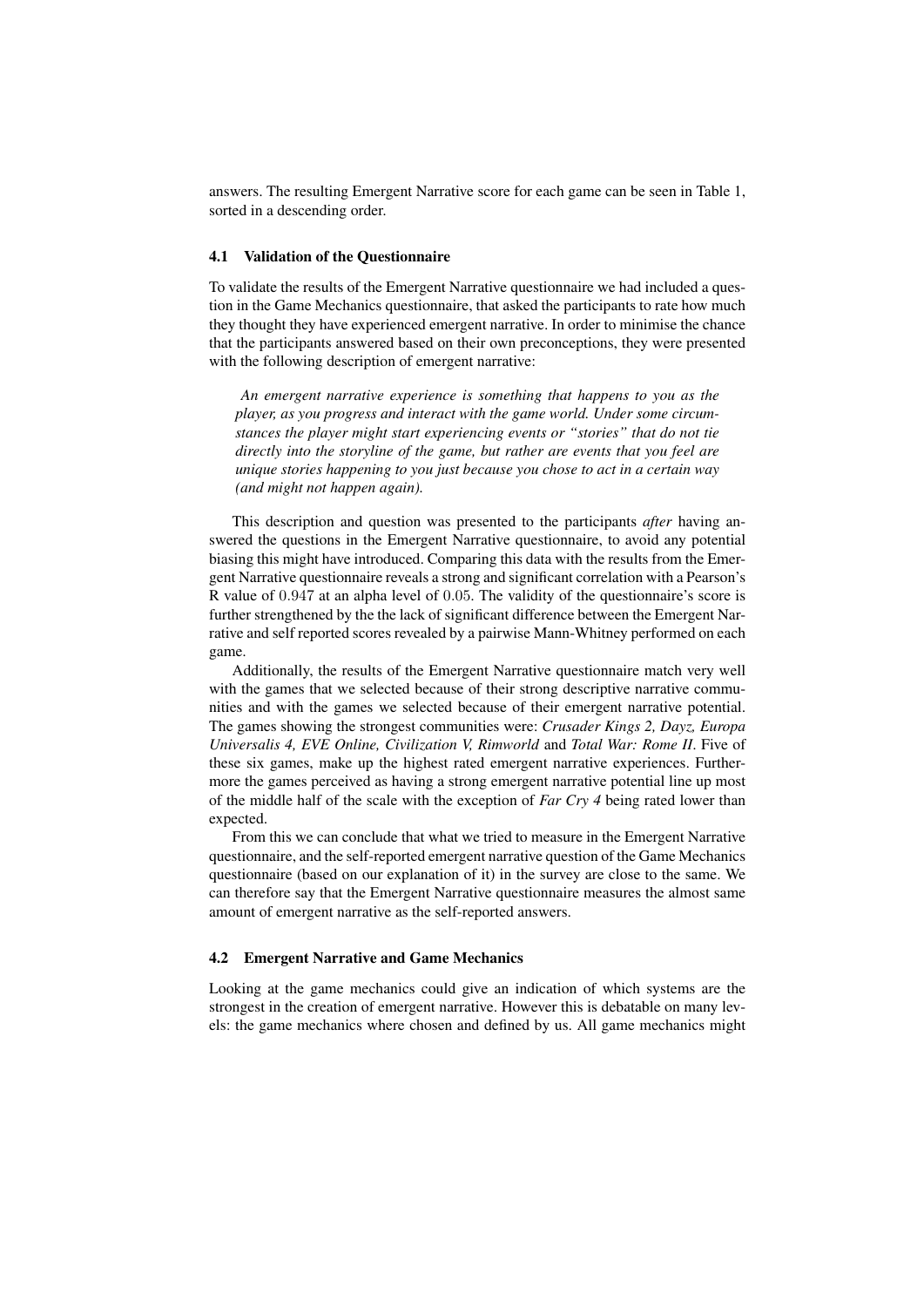answers. The resulting Emergent Narrative score for each game can be seen in Table 1, sorted in a descending order.

### 4.1 Validation of the Questionnaire

To validate the results of the Emergent Narrative questionnaire we had included a question in the Game Mechanics questionnaire, that asked the participants to rate how much they thought they have experienced emergent narrative. In order to minimise the chance that the participants answered based on their own preconceptions, they were presented with the following description of emergent narrative:

> *An emergent narrative experience is something that happens to you as the player, as you progress and interact with the game world. Under some circumstances the player might start experiencing events or "stories" that do not tie directly into the storyline of the game, but rather are events that you feel are unique stories happening to you just because you chose to act in a certain way (and might not happen again).*

This description and question was presented to the participants *after* having answered the questions in the Emergent Narrative questionnaire, to avoid any potential biasing this might have introduced. Comparing this data with the results from the Emergent Narrative questionnaire reveals a strong and significant correlation with a Pearson's R value of $0.947$ at an alpha level of $0.05$. The validity of the questionnaire's score is further strengthened by the the lack of significant difference between the Emergent Narrative and self reported scores revealed by a pairwise Mann-Whitney performed on each game.

Additionally, the results of the Emergent Narrative questionnaire match very well with the games that we selected because of their strong descriptive narrative communities and with the games we selected because of their emergent narrative potential. The games showing the strongest communities were: *Crusader Kings 2, Dayz, Europa Universalis 4, EVE Online, Civilization V, Rimworld* and *Total War: Rome II*. Five of these six games, make up the highest rated emergent narrative experiences. Furthermore the games perceived as having a strong emergent narrative potential line up most of the middle half of the scale with the exception of *Far Cry 4* being rated lower than expected.

From this we can conclude that what we tried to measure in the Emergent Narrative questionnaire, and the self-reported emergent narrative question of the Game Mechanics questionnaire (based on our explanation of it) in the survey are close to the same. We can therefore say that the Emergent Narrative questionnaire measures the almost same amount of emergent narrative as the self-reported answers.

### 4.2 Emergent Narrative and Game Mechanics

Looking at the game mechanics could give an indication of which systems are the strongest in the creation of emergent narrative. However this is debatable on many levels: the game mechanics where chosen and defined by us. All game mechanics might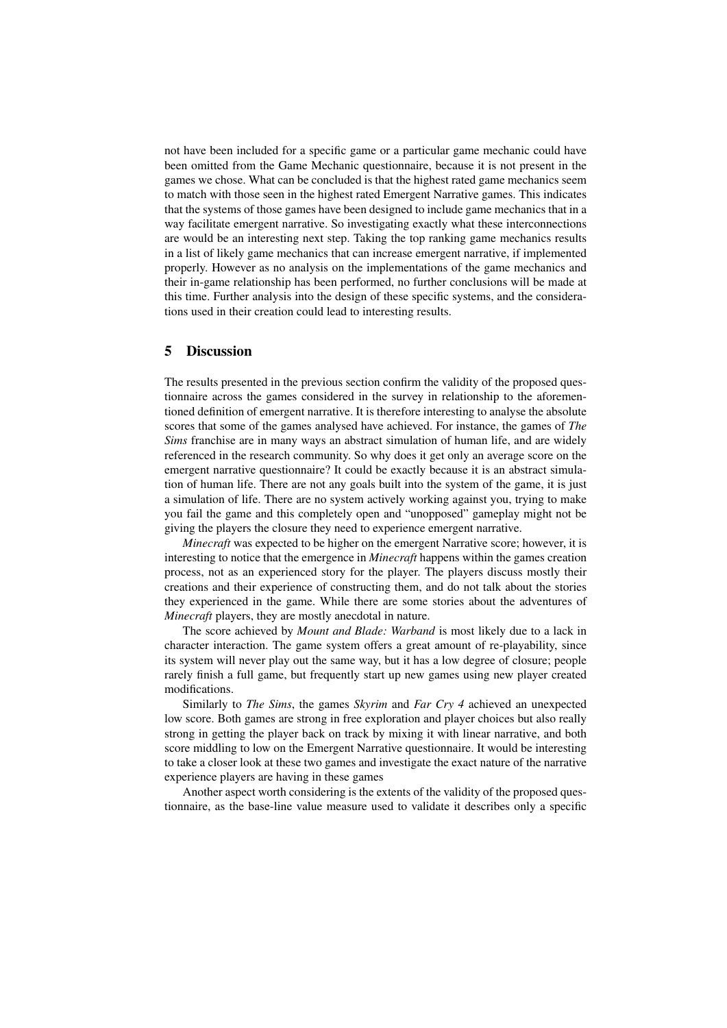not have been included for a specific game or a particular game mechanic could have been omitted from the Game Mechanic questionnaire, because it is not present in the games we chose. What can be concluded is that the highest rated game mechanics seem to match with those seen in the highest rated Emergent Narrative games. This indicates that the systems of those games have been designed to include game mechanics that in a way facilitate emergent narrative. So investigating exactly what these interconnections are would be an interesting next step. Taking the top ranking game mechanics results in a list of likely game mechanics that can increase emergent narrative, if implemented properly. However as no analysis on the implementations of the game mechanics and their in-game relationship has been performed, no further conclusions will be made at this time. Further analysis into the design of these specific systems, and the considerations used in their creation could lead to interesting results.

## 5 Discussion

The results presented in the previous section confirm the validity of the proposed questionnaire across the games considered in the survey in relationship to the aforementioned definition of emergent narrative. It is therefore interesting to analyse the absolute scores that some of the games analysed have achieved. For instance, the games of *The Sims* franchise are in many ways an abstract simulation of human life, and are widely referenced in the research community. So why does it get only an average score on the emergent narrative questionnaire? It could be exactly because it is an abstract simulation of human life. There are not any goals built into the system of the game, it is just a simulation of life. There are no system actively working against you, trying to make you fail the game and this completely open and "unopposed" gameplay might not be giving the players the closure they need to experience emergent narrative.

*Minecraft* was expected to be higher on the emergent Narrative score; however, it is interesting to notice that the emergence in *Minecraft* happens within the games creation process, not as an experienced story for the player. The players discuss mostly their creations and their experience of constructing them, and do not talk about the stories they experienced in the game. While there are some stories about the adventures of *Minecraft* players, they are mostly anecdotal in nature.

The score achieved by *Mount and Blade: Warband* is most likely due to a lack in character interaction. The game system offers a great amount of re-playability, since its system will never play out the same way, but it has a low degree of closure; people rarely finish a full game, but frequently start up new games using new player created modifications.

Similarly to *The Sims*, the games *Skyrim* and *Far Cry 4* achieved an unexpected low score. Both games are strong in free exploration and player choices but also really strong in getting the player back on track by mixing it with linear narrative, and both score middling to low on the Emergent Narrative questionnaire. It would be interesting to take a closer look at these two games and investigate the exact nature of the narrative experience players are having in these games

Another aspect worth considering is the extents of the validity of the proposed questionnaire, as the base-line value measure used to validate it describes only a specific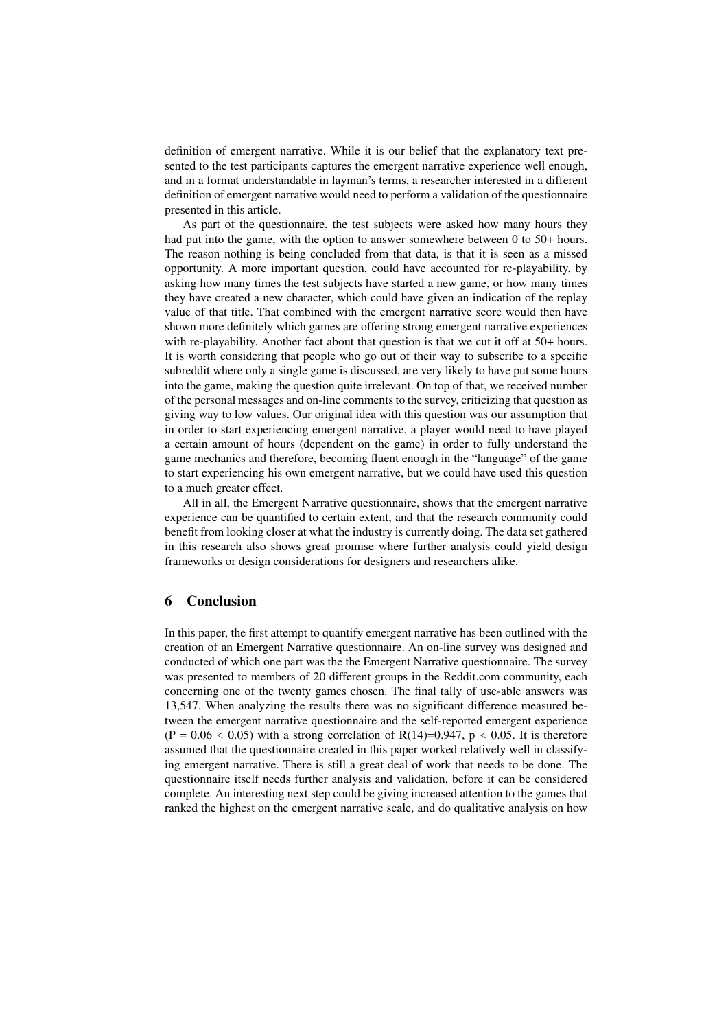definition of emergent narrative. While it is our belief that the explanatory text presented to the test participants captures the emergent narrative experience well enough, and in a format understandable in layman's terms, a researcher interested in a different definition of emergent narrative would need to perform a validation of the questionnaire presented in this article.

As part of the questionnaire, the test subjects were asked how many hours they had put into the game, with the option to answer somewhere between 0 to 50+ hours. The reason nothing is being concluded from that data, is that it is seen as a missed opportunity. A more important question, could have accounted for re-playability, by asking how many times the test subjects have started a new game, or how many times they have created a new character, which could have given an indication of the replay value of that title. That combined with the emergent narrative score would then have shown more definitely which games are offering strong emergent narrative experiences with re-playability. Another fact about that question is that we cut it off at 50+ hours. It is worth considering that people who go out of their way to subscribe to a specific subreddit where only a single game is discussed, are very likely to have put some hours into the game, making the question quite irrelevant. On top of that, we received number of the personal messages and on-line comments to the survey, criticizing that question as giving way to low values. Our original idea with this question was our assumption that in order to start experiencing emergent narrative, a player would need to have played a certain amount of hours (dependent on the game) in order to fully understand the game mechanics and therefore, becoming fluent enough in the "language" of the game to start experiencing his own emergent narrative, but we could have used this question to a much greater effect.

All in all, the Emergent Narrative questionnaire, shows that the emergent narrative experience can be quantified to certain extent, and that the research community could benefit from looking closer at what the industry is currently doing. The data set gathered in this research also shows great promise where further analysis could yield design frameworks or design considerations for designers and researchers alike.

## 6 Conclusion

In this paper, the first attempt to quantify emergent narrative has been outlined with the creation of an Emergent Narrative questionnaire. An on-line survey was designed and conducted of which one part was the the Emergent Narrative questionnaire. The survey was presented to members of 20 different groups in the Reddit.com community, each concerning one of the twenty games chosen. The final tally of use-able answers was 13,547. When analyzing the results there was no significant difference measured between the emergent narrative questionnaire and the self-reported emergent experience ($P = 0.06 < 0.05$) with a strong correlation of $R(14)=0.947$, $p < 0.05$. It is therefore assumed that the questionnaire created in this paper worked relatively well in classifying emergent narrative. There is still a great deal of work that needs to be done. The questionnaire itself needs further analysis and validation, before it can be considered complete. An interesting next step could be giving increased attention to the games that ranked the highest on the emergent narrative scale, and do qualitative analysis on how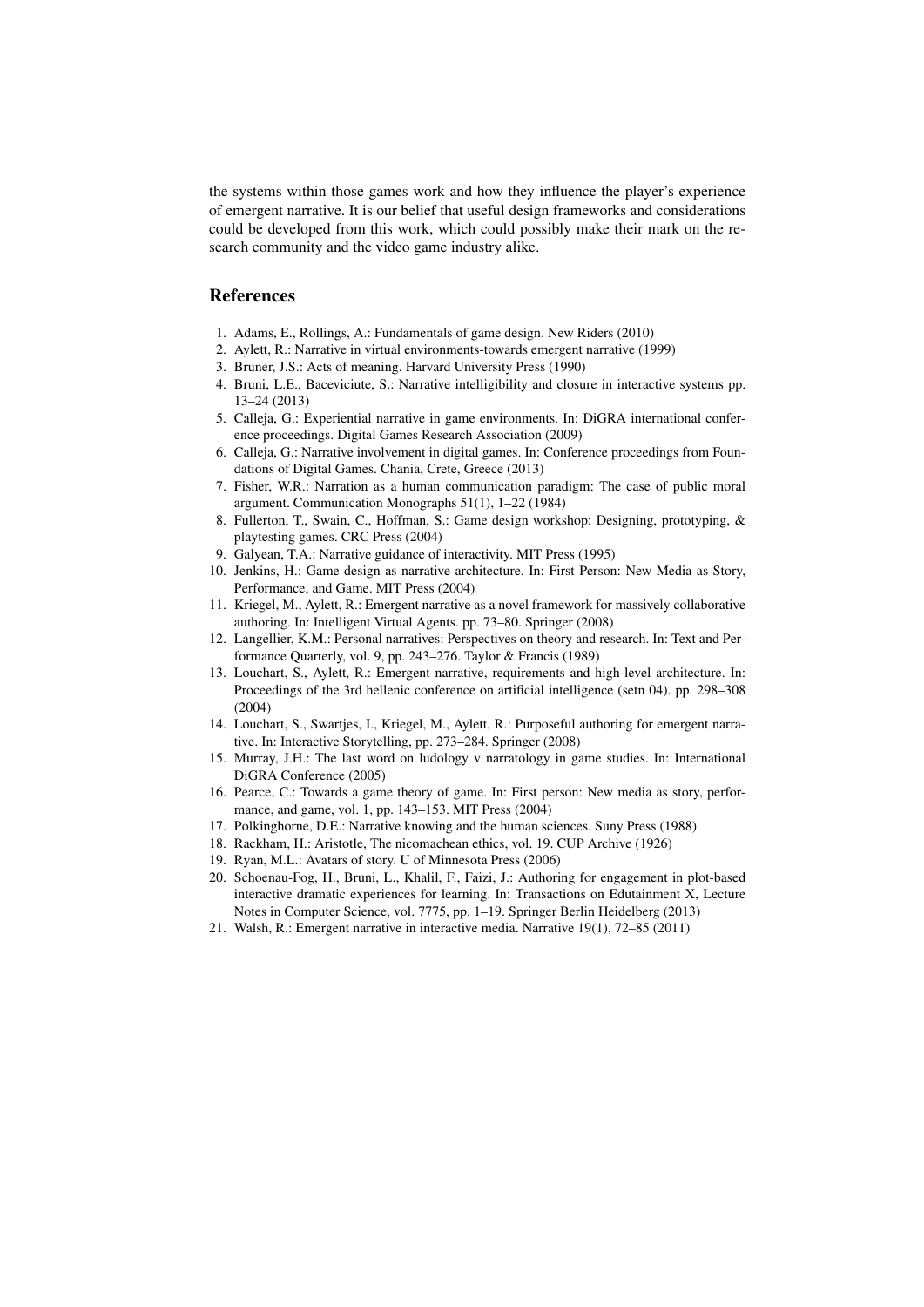the systems within those games work and how they influence the player's experience of emergent narrative. It is our belief that useful design frameworks and considerations could be developed from this work, which could possibly make their mark on the research community and the video game industry alike.

## References

1. Adams, E., Rollings, A.: Fundamentals of game design. New Riders (2010)
2. Aylett, R.: Narrative in virtual environments-towards emergent narrative (1999)
3. Bruner, J.S.: Acts of meaning. Harvard University Press (1990)
4. Bruni, L.E., Baceviciute, S.: Narrative intelligibility and closure in interactive systems pp. 13–24 (2013)
5. Calleja, G.: Experiential narrative in game environments. In: DiGRA international conference proceedings. Digital Games Research Association (2009)
6. Calleja, G.: Narrative involvement in digital games. In: Conference proceedings from Foundations of Digital Games. Chania, Crete, Greece (2013)
7. Fisher, W.R.: Narration as a human communication paradigm: The case of public moral argument. Communication Monographs 51(1), 1–22 (1984)
8. Fullerton, T., Swain, C., Hoffman, S.: Game design workshop: Designing, prototyping, & playtesting games. CRC Press (2004)
9. Galyean, T.A.: Narrative guidance of interactivity. MIT Press (1995)
10. Jenkins, H.: Game design as narrative architecture. In: First Person: New Media as Story, Performance, and Game. MIT Press (2004)
11. Kriegel, M., Aylett, R.: Emergent narrative as a novel framework for massively collaborative authoring. In: Intelligent Virtual Agents. pp. 73–80. Springer (2008)
12. Langellier, K.M.: Personal narratives: Perspectives on theory and research. In: Text and Performance Quarterly, vol. 9, pp. 243–276. Taylor & Francis (1989)
13. Louchart, S., Aylett, R.: Emergent narrative, requirements and high-level architecture. In: Proceedings of the 3rd hellenic conference on artificial intelligence (setn 04). pp. 298–308 (2004)
14. Louchart, S., Swartjes, I., Kriegel, M., Aylett, R.: Purposeful authoring for emergent narrative. In: Interactive Storytelling, pp. 273–284. Springer (2008)
15. Murray, J.H.: The last word on ludology v narratology in game studies. In: International DiGRA Conference (2005)
16. Pearce, C.: Towards a game theory of game. In: First person: New media as story, performance, and game, vol. 1, pp. 143–153. MIT Press (2004)
17. Polkinghorne, D.E.: Narrative knowing and the human sciences. Suny Press (1988)
18. Rackham, H.: Aristotle, The nicomachean ethics, vol. 19. CUP Archive (1926)
19. Ryan, M.L.: Avatars of story. U of Minnesota Press (2006)
20. Schoenau-Fog, H., Bruni, L., Khalil, F., Faizi, J.: Authoring for engagement in plot-based interactive dramatic experiences for learning. In: Transactions on Edutainment X, Lecture Notes in Computer Science, vol. 7775, pp. 1–19. Springer Berlin Heidelberg (2013)
21. Walsh, R.: Emergent narrative in interactive media. Narrative 19(1), 72–85 (2011)